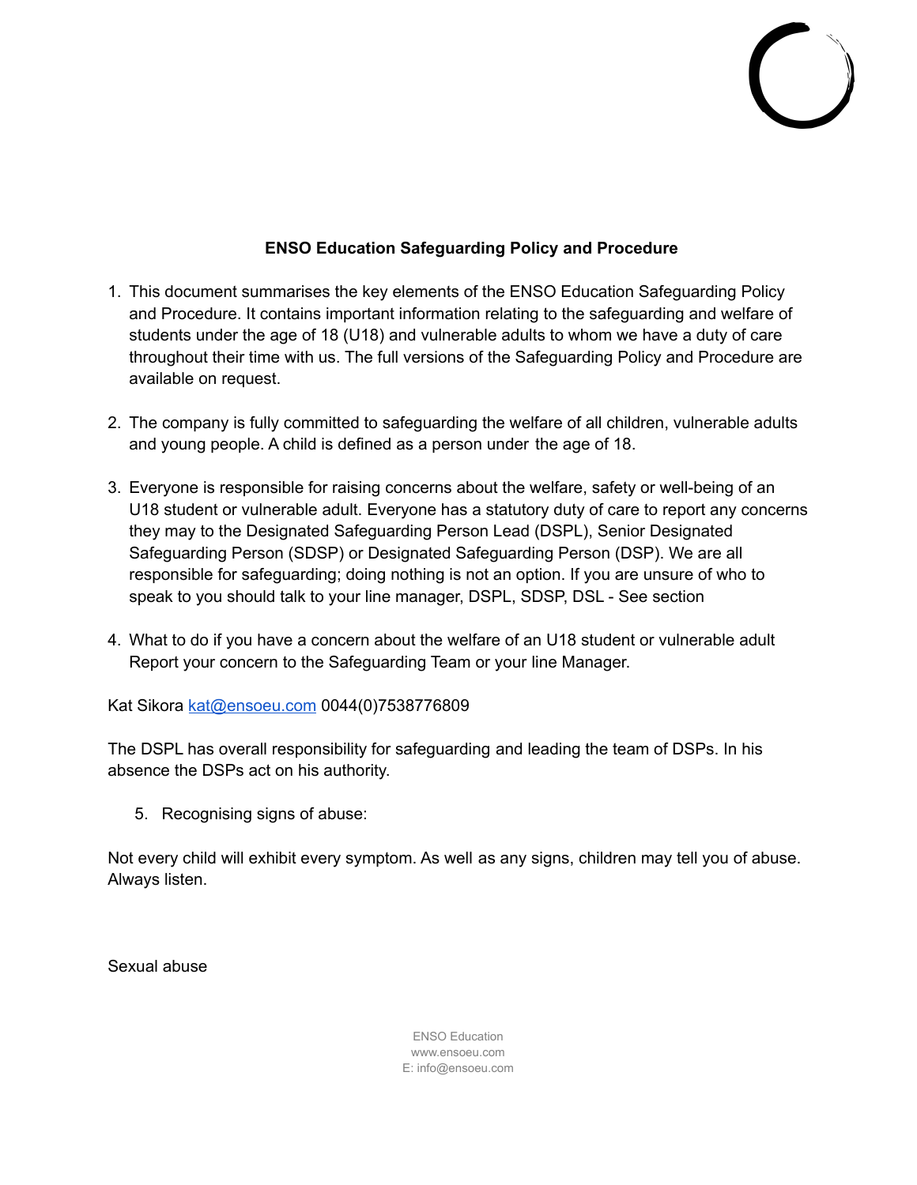**ENSO Education Safeguarding Policy and Procedure**

1. This document summarises the key elements of the ENSO Education Safeguarding Policy and Procedure. It contains important information relating to the safeguarding and welfare of students under the age of 18 (U18) and vulnerable adults to whom we have a duty of care throughout their time with us. The full versions of the Safeguarding Policy and Procedure are available on request.

2. The company is fully committed to safeguarding the welfare of all children, vulnerable adults and young people. A child is defined as a person under the age of 18.

3. Everyone is responsible for raising concerns about the welfare, safety or well-being of an U18 student or vulnerable adult. Everyone has a statutory duty of care to report any concerns they may to the Designated Safeguarding Person Lead (DSPL), Senior Designated Safeguarding Person (SDSP) or Designated Safeguarding Person (DSP). We are all responsible for safeguarding; doing nothing is not an option. If you are unsure of who to speak to you should talk to your line manager, DSPL, SDSP, DSL - See section

4. What to do if you have a concern about the welfare of an U18 student or vulnerable adult Report your concern to the Safeguarding Team or your line Manager.

Kat Sikora kat@ensoeu.com 0044(0)7538776809

The DSPL has overall responsibility for safeguarding and leading the team of DSPs. In his absence the DSPs act on his authority.

5. Recognising signs of abuse:

Not every child will exhibit every symptom. As well as any signs, children may tell you of abuse. Always listen.

Sexual abuse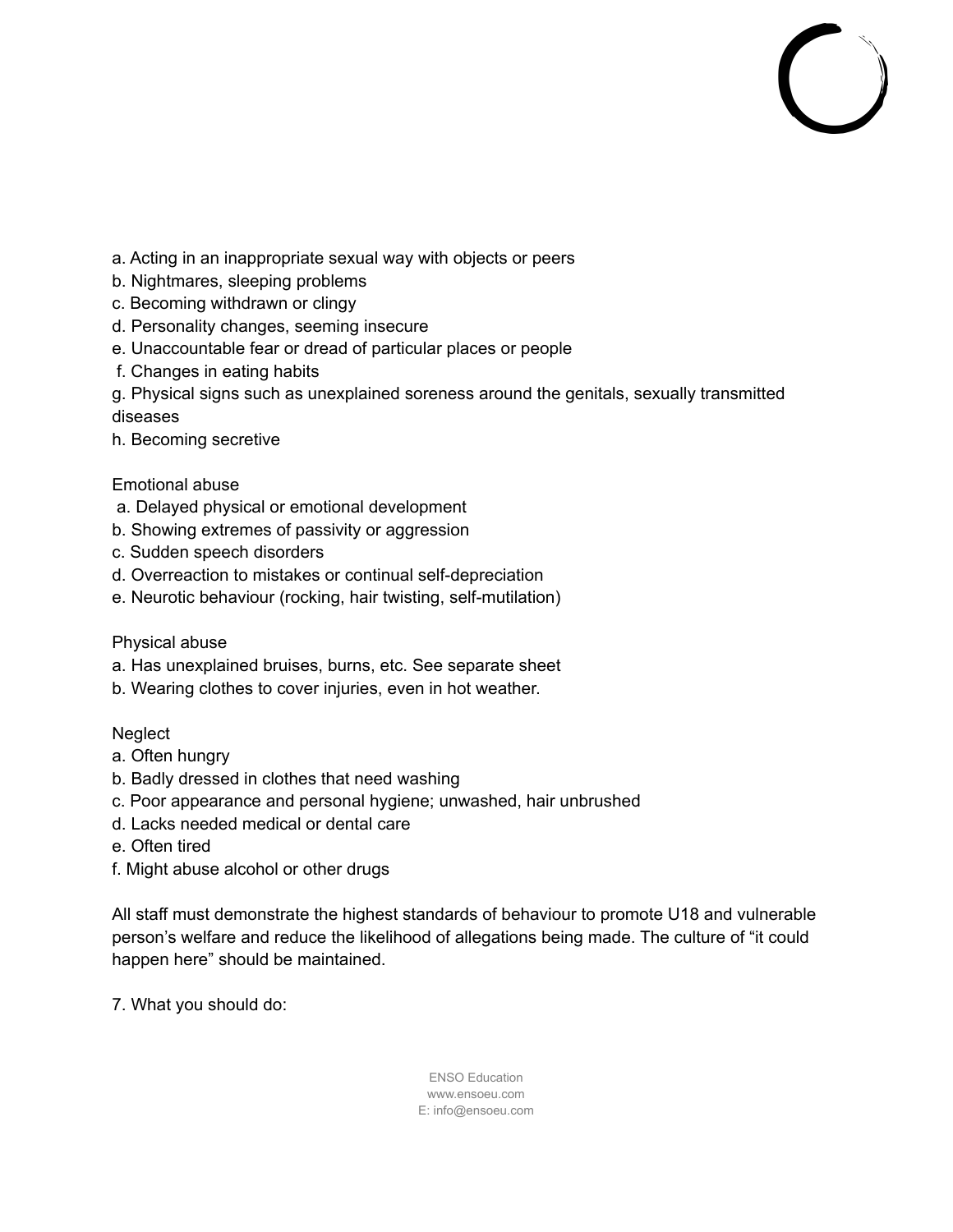a. Acting in an inappropriate sexual way with objects or peers
b. Nightmares, sleeping problems
c. Becoming withdrawn or clingy
d. Personality changes, seeming insecure
e. Unaccountable fear or dread of particular places or people
f. Changes in eating habits
g. Physical signs such as unexplained soreness around the genitals, sexually transmitted diseases
h. Becoming secretive

Emotional abuse
a. Delayed physical or emotional development
b. Showing extremes of passivity or aggression
c. Sudden speech disorders
d. Overreaction to mistakes or continual self-depreciation
e. Neurotic behaviour (rocking, hair twisting, self-mutilation)

Physical abuse
a. Has unexplained bruises, burns, etc. See separate sheet
b. Wearing clothes to cover injuries, even in hot weather.

Neglect
a. Often hungry
b. Badly dressed in clothes that need washing
c. Poor appearance and personal hygiene; unwashed, hair unbrushed
d. Lacks needed medical or dental care
e. Often tired
f. Might abuse alcohol or other drugs

All staff must demonstrate the highest standards of behaviour to promote U18 and vulnerable person's welfare and reduce the likelihood of allegations being made. The culture of "it could happen here" should be maintained.

7. What you should do: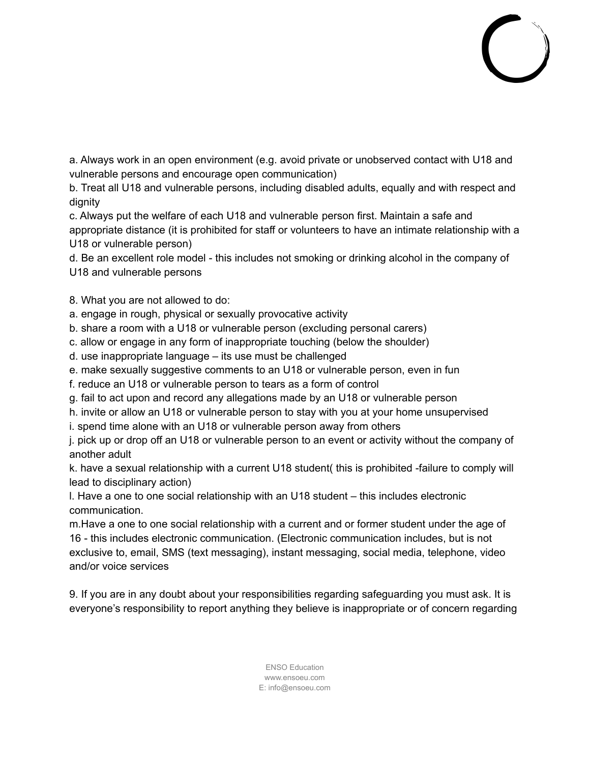a. Always work in an open environment (e.g. avoid private or unobserved contact with U18 and vulnerable persons and encourage open communication)
b. Treat all U18 and vulnerable persons, including disabled adults, equally and with respect and dignity
c. Always put the welfare of each U18 and vulnerable person first. Maintain a safe and appropriate distance (it is prohibited for staff or volunteers to have an intimate relationship with a U18 or vulnerable person)
d. Be an excellent role model - this includes not smoking or drinking alcohol in the company of U18 and vulnerable persons

8. What you are not allowed to do:
a. engage in rough, physical or sexually provocative activity
b. share a room with a U18 or vulnerable person (excluding personal carers)
c. allow or engage in any form of inappropriate touching (below the shoulder)
d. use inappropriate language – its use must be challenged
e. make sexually suggestive comments to an U18 or vulnerable person, even in fun
f. reduce an U18 or vulnerable person to tears as a form of control
g. fail to act upon and record any allegations made by an U18 or vulnerable person
h. invite or allow an U18 or vulnerable person to stay with you at your home unsupervised
i. spend time alone with an U18 or vulnerable person away from others
j. pick up or drop off an U18 or vulnerable person to an event or activity without the company of another adult
k. have a sexual relationship with a current U18 student( this is prohibited -failure to comply will lead to disciplinary action)
l. Have a one to one social relationship with an U18 student – this includes electronic communication.
m.Have a one to one social relationship with a current and or former student under the age of 16 - this includes electronic communication. (Electronic communication includes, but is not exclusive to, email, SMS (text messaging), instant messaging, social media, telephone, video and/or voice services

9. If you are in any doubt about your responsibilities regarding safeguarding you must ask. It is everyone's responsibility to report anything they believe is inappropriate or of concern regarding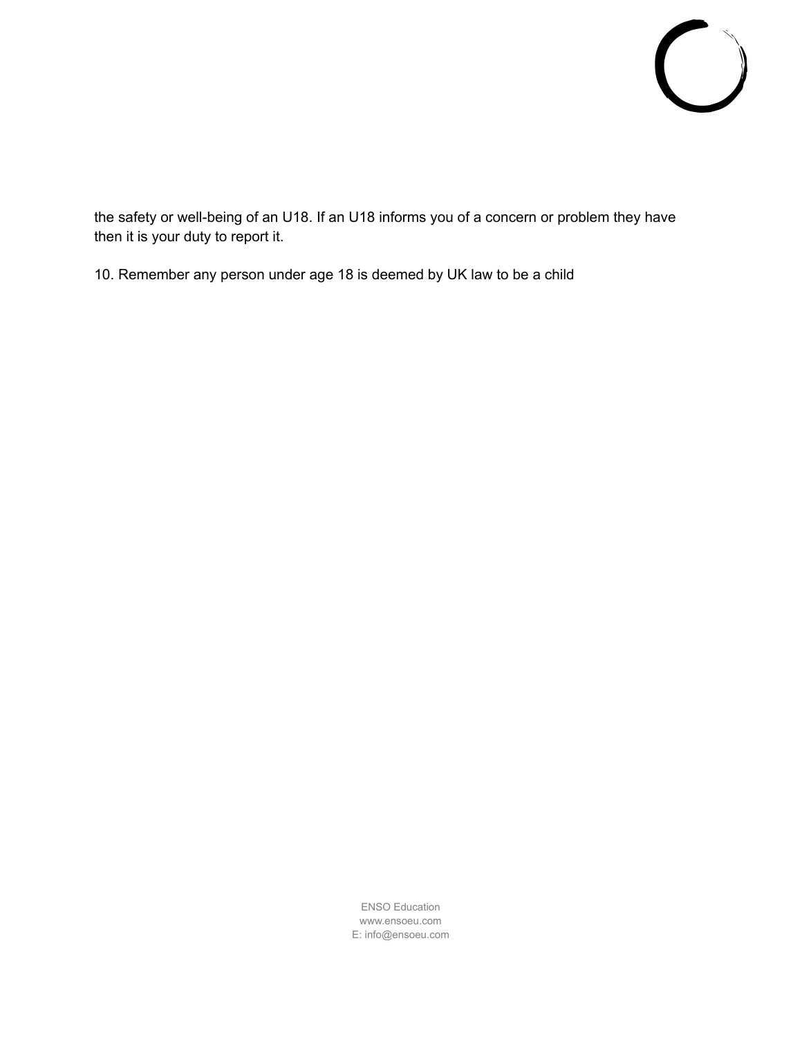the safety or well-being of an U18. If an U18 informs you of a concern or problem they have then it is your duty to report it.

10. Remember any person under age 18 is deemed by UK law to be a child